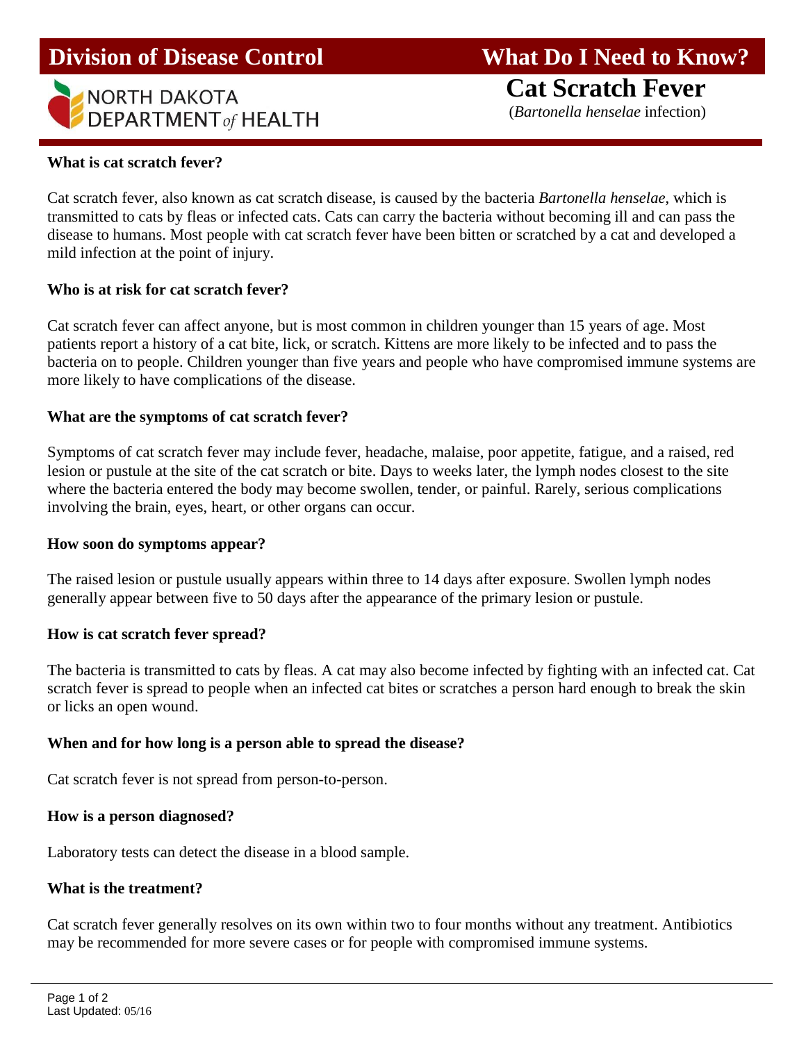# Division of Disease Control

NORTH DAKOTA DEPARTMENT *of* HEALTH

## What Do I Need to Know?

# Cat Scratch Fever

(*Bartonella henselae* infection)

**What is cat scratch fever?**

Cat scratch fever, also known as cat scratch disease, is caused by the bacteria *Bartonella henselae*, which is transmitted to cats by fleas or infected cats. Cats can carry the bacteria without becoming ill and can pass the disease to humans. Most people with cat scratch fever have been bitten or scratched by a cat and developed a mild infection at the point of injury.

**Who is at risk for cat scratch fever?**

Cat scratch fever can affect anyone, but is most common in children younger than 15 years of age. Most patients report a history of a cat bite, lick, or scratch. Kittens are more likely to be infected and to pass the bacteria on to people. Children younger than five years and people who have compromised immune systems are more likely to have complications of the disease.

**What are the symptoms of cat scratch fever?**

Symptoms of cat scratch fever may include fever, headache, malaise, poor appetite, fatigue, and a raised, red lesion or pustule at the site of the cat scratch or bite. Days to weeks later, the lymph nodes closest to the site where the bacteria entered the body may become swollen, tender, or painful. Rarely, serious complications involving the brain, eyes, heart, or other organs can occur.

**How soon do symptoms appear?**

The raised lesion or pustule usually appears within three to 14 days after exposure. Swollen lymph nodes generally appear between five to 50 days after the appearance of the primary lesion or pustule.

**How is cat scratch fever spread?**

The bacteria is transmitted to cats by fleas. A cat may also become infected by fighting with an infected cat. Cat scratch fever is spread to people when an infected cat bites or scratches a person hard enough to break the skin or licks an open wound.

**When and for how long is a person able to spread the disease?**

Cat scratch fever is not spread from person-to-person.

**How is a person diagnosed?**

Laboratory tests can detect the disease in a blood sample.

**What is the treatment?**

Cat scratch fever generally resolves on its own within two to four months without any treatment. Antibiotics may be recommended for more severe cases or for people with compromised immune systems.

Last Updated: 05/16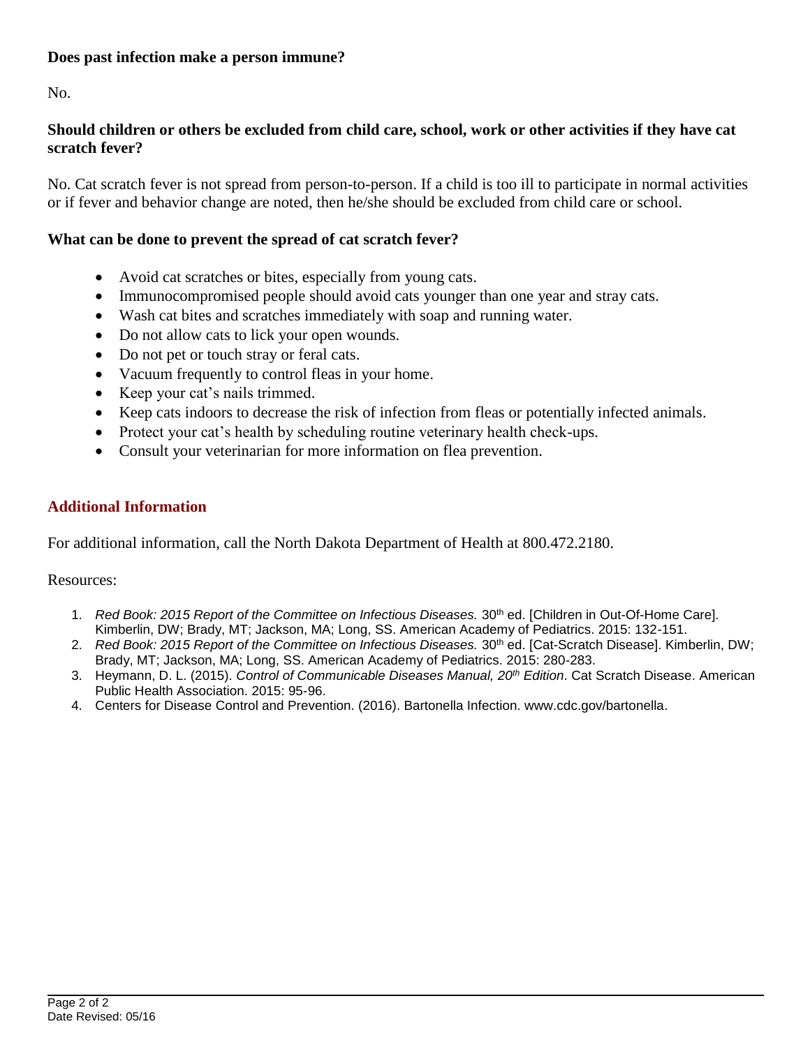**Does past infection make a person immune?**

No.

**Should children or others be excluded from child care, school, work or other activities if they have cat scratch fever?**

No. Cat scratch fever is not spread from person-to-person. If a child is too ill to participate in normal activities or if fever and behavior change are noted, then he/she should be excluded from child care or school.

**What can be done to prevent the spread of cat scratch fever?**

- Avoid cat scratches or bites, especially from young cats.
- Immunocompromised people should avoid cats younger than one year and stray cats.
- Wash cat bites and scratches immediately with soap and running water.
- Do not allow cats to lick your open wounds.
- Do not pet or touch stray or feral cats.
- Vacuum frequently to control fleas in your home.
- Keep your cat's nails trimmed.
- Keep cats indoors to decrease the risk of infection from fleas or potentially infected animals.
- Protect your cat's health by scheduling routine veterinary health check-ups.
- Consult your veterinarian for more information on flea prevention.

## Additional Information

For additional information, call the North Dakota Department of Health at 800.472.2180.

Resources:

1. *Red Book: 2015 Report of the Committee on Infectious Diseases.* 30th ed. [Children in Out-Of-Home Care]. Kimberlin, DW; Brady, MT; Jackson, MA; Long, SS. American Academy of Pediatrics. 2015: 132-151.
2. *Red Book: 2015 Report of the Committee on Infectious Diseases.* 30th ed. [Cat-Scratch Disease]. Kimberlin, DW; Brady, MT; Jackson, MA; Long, SS. American Academy of Pediatrics. 2015: 280-283.
3. Heymann, D. L. (2015). *Control of Communicable Diseases Manual, 20th Edition*. Cat Scratch Disease. American Public Health Association. 2015: 95-96.
4. Centers for Disease Control and Prevention. (2016). Bartonella Infection. www.cdc.gov/bartonella.

Date Revised: 05/16